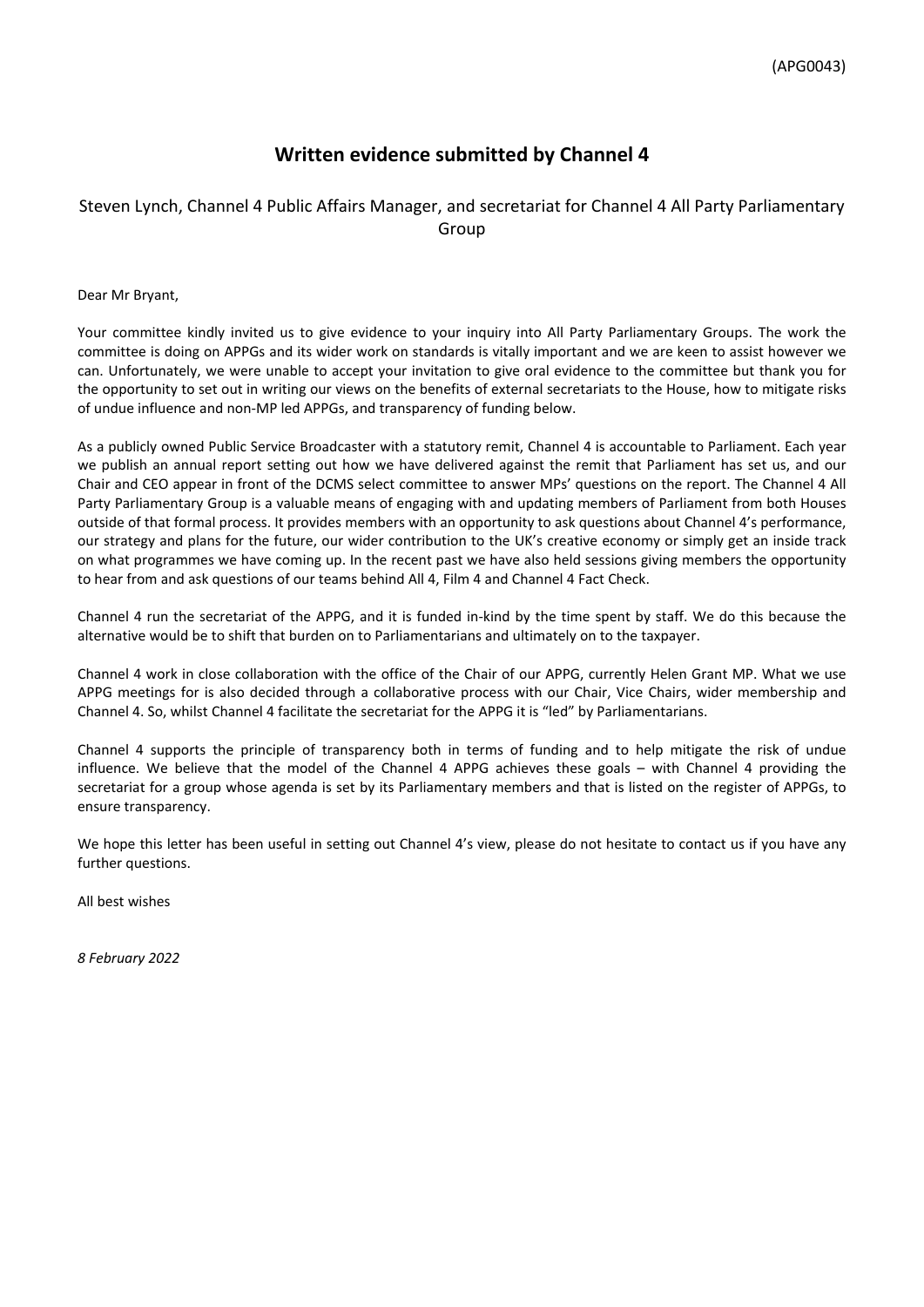(APG0043)

# Written evidence submitted by Channel 4

Steven Lynch, Channel 4 Public Affairs Manager, and secretariat for Channel 4 All Party Parliamentary Group

Dear Mr Bryant,

Your committee kindly invited us to give evidence to your inquiry into All Party Parliamentary Groups. The work the committee is doing on APPGs and its wider work on standards is vitally important and we are keen to assist however we can. Unfortunately, we were unable to accept your invitation to give oral evidence to the committee but thank you for the opportunity to set out in writing our views on the benefits of external secretariats to the House, how to mitigate risks of undue influence and non-MP led APPGs, and transparency of funding below.

As a publicly owned Public Service Broadcaster with a statutory remit, Channel 4 is accountable to Parliament. Each year we publish an annual report setting out how we have delivered against the remit that Parliament has set us, and our Chair and CEO appear in front of the DCMS select committee to answer MPs' questions on the report. The Channel 4 All Party Parliamentary Group is a valuable means of engaging with and updating members of Parliament from both Houses outside of that formal process. It provides members with an opportunity to ask questions about Channel 4's performance, our strategy and plans for the future, our wider contribution to the UK's creative economy or simply get an inside track on what programmes we have coming up. In the recent past we have also held sessions giving members the opportunity to hear from and ask questions of our teams behind All 4, Film 4 and Channel 4 Fact Check.

Channel 4 run the secretariat of the APPG, and it is funded in-kind by the time spent by staff. We do this because the alternative would be to shift that burden on to Parliamentarians and ultimately on to the taxpayer.

Channel 4 work in close collaboration with the office of the Chair of our APPG, currently Helen Grant MP. What we use APPG meetings for is also decided through a collaborative process with our Chair, Vice Chairs, wider membership and Channel 4. So, whilst Channel 4 facilitate the secretariat for the APPG it is "led" by Parliamentarians.

Channel 4 supports the principle of transparency both in terms of funding and to help mitigate the risk of undue influence. We believe that the model of the Channel 4 APPG achieves these goals – with Channel 4 providing the secretariat for a group whose agenda is set by its Parliamentary members and that is listed on the register of APPGs, to ensure transparency.

We hope this letter has been useful in setting out Channel 4's view, please do not hesitate to contact us if you have any further questions.

All best wishes

*8 February 2022*